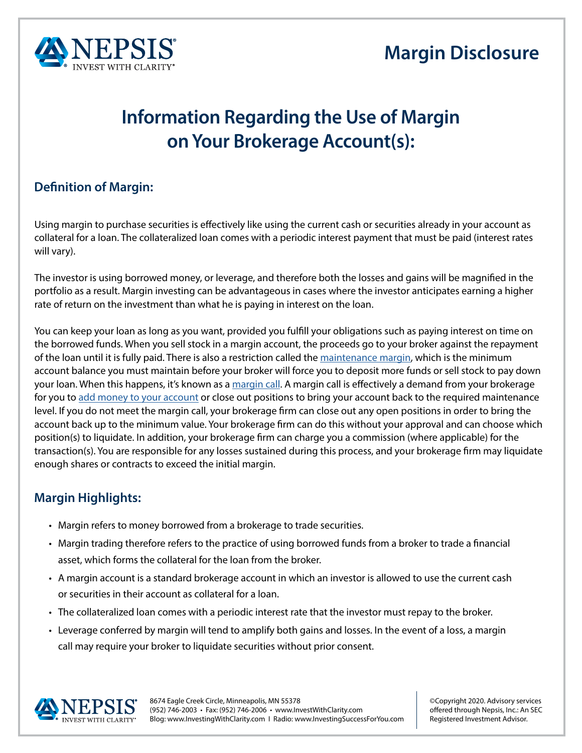# Margin Disclosure

## Information Regarding the Use of Margin on Your Brokerage Account(s):

### Definition of Margin:

Using margin to purchase securities is effectively like using the current cash or securities already in your account as collateral for a loan. The collateralized loan comes with a periodic interest payment that must be paid (interest rates will vary).

The investor is using borrowed money, or leverage, and therefore both the losses and gains will be magnified in the portfolio as a result. Margin investing can be advantageous in cases where the investor anticipates earning a higher rate of return on the investment than what he is paying in interest on the loan.

You can keep your loan as long as you want, provided you fulfill your obligations such as paying interest on time on the borrowed funds. When you sell stock in a margin account, the proceeds go to your broker against the repayment of the loan until it is fully paid. There is also a restriction called the maintenance margin, which is the minimum account balance you must maintain before your broker will force you to deposit more funds or sell stock to pay down your loan. When this happens, it's known as a margin call. A margin call is effectively a demand from your brokerage for you to add money to your account or close out positions to bring your account back to the required maintenance level. If you do not meet the margin call, your brokerage firm can close out any open positions in order to bring the account back up to the minimum value. Your brokerage firm can do this without your approval and can choose which position(s) to liquidate. In addition, your brokerage firm can charge you a commission (where applicable) for the transaction(s). You are responsible for any losses sustained during this process, and your brokerage firm may liquidate enough shares or contracts to exceed the initial margin.

### Margin Highlights:

- Margin refers to money borrowed from a brokerage to trade securities.
- Margin trading therefore refers to the practice of using borrowed funds from a broker to trade a financial asset, which forms the collateral for the loan from the broker.
- A margin account is a standard brokerage account in which an investor is allowed to use the current cash or securities in their account as collateral for a loan.
- The collateralized loan comes with a periodic interest rate that the investor must repay to the broker.
- Leverage conferred by margin will tend to amplify both gains and losses. In the event of a loss, a margin call may require your broker to liquidate securities without prior consent.

8674 Eagle Creek Circle, Minneapolis, MN 55378
(952) 746-2003 • Fax: (952) 746-2006 • www.InvestWithClarity.com
Blog: www.InvestingWithClarity.com | Radio: www.InvestingSuccessForYou.com

©Copyright 2020. Advisory services offered through Nepsis, Inc.: An SEC Registered Investment Advisor.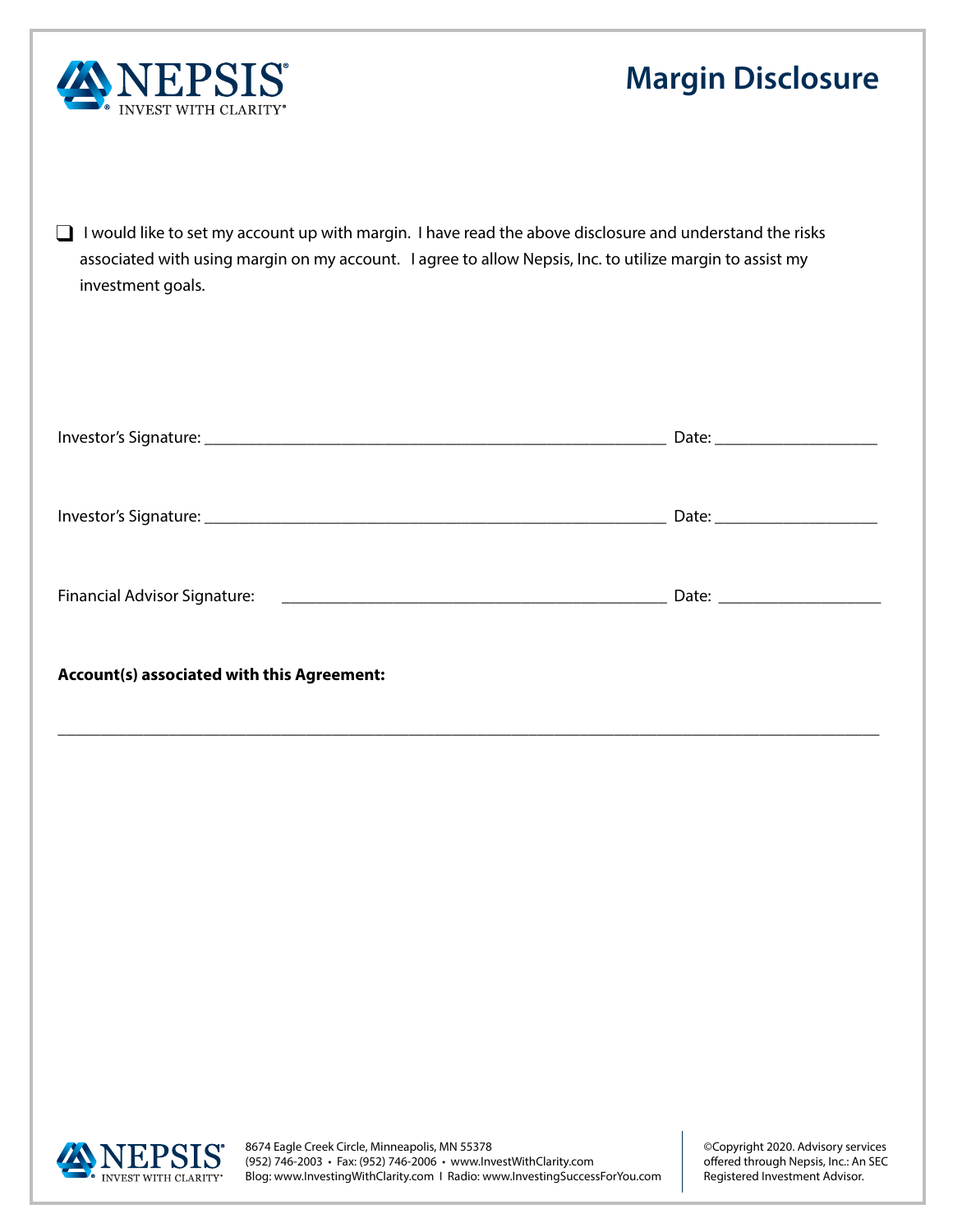# Margin Disclosure

☐ I would like to set my account up with margin. I have read the above disclosure and understand the risks associated with using margin on my account. I agree to allow Nepsis, Inc. to utilize margin to assist my investment goals.

Investor's Signature: _______________________________________________ Date: ________________

Investor's Signature: _______________________________________________ Date: ________________

Financial Advisor Signature: ________________________________________ Date: ________________

**Account(s) associated with this Agreement:**

___________________________________________________________________________________

8674 Eagle Creek Circle, Minneapolis, MN 55378
(952) 746-2003 • Fax: (952) 746-2006 • www.InvestWithClarity.com
Blog: www.InvestingWithClarity.com I Radio: www.InvestingSuccessForYou.com

©Copyright 2020. Advisory services offered through Nepsis, Inc.: An SEC Registered Investment Advisor.